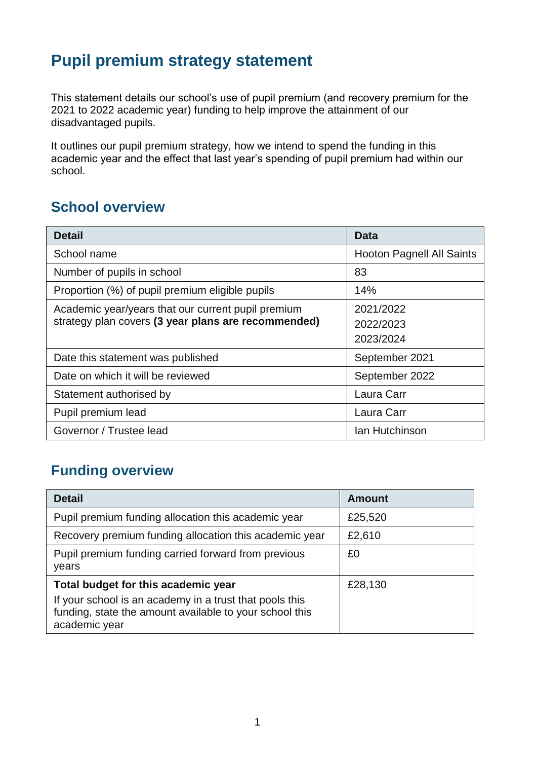# Pupil premium strategy statement

This statement details our school's use of pupil premium (and recovery premium for the 2021 to 2022 academic year) funding to help improve the attainment of our disadvantaged pupils.

It outlines our pupil premium strategy, how we intend to spend the funding in this academic year and the effect that last year's spending of pupil premium had within our school.

## School overview

| Detail | Data |
|---|---|
| School name | Hooton Pagnell All Saints |
| Number of pupils in school | 83 |
| Proportion (%) of pupil premium eligible pupils | 14% |
| Academic year/years that our current pupil premium strategy plan covers **(3 year plans are recommended)** | 2021/2022<br>2022/2023<br>2023/2024 |
| Date this statement was published | September 2021 |
| Date on which it will be reviewed | September 2022 |
| Statement authorised by | Laura Carr |
| Pupil premium lead | Laura Carr |
| Governor / Trustee lead | Ian Hutchinson |

## Funding overview

| Detail | Amount |
|---|---|
| Pupil premium funding allocation this academic year | £25,520 |
| Recovery premium funding allocation this academic year | £2,610 |
| Pupil premium funding carried forward from previous years | £0 |
| **Total budget for this academic year**<br>If your school is an academy in a trust that pools this funding, state the amount available to your school this academic year | £28,130 |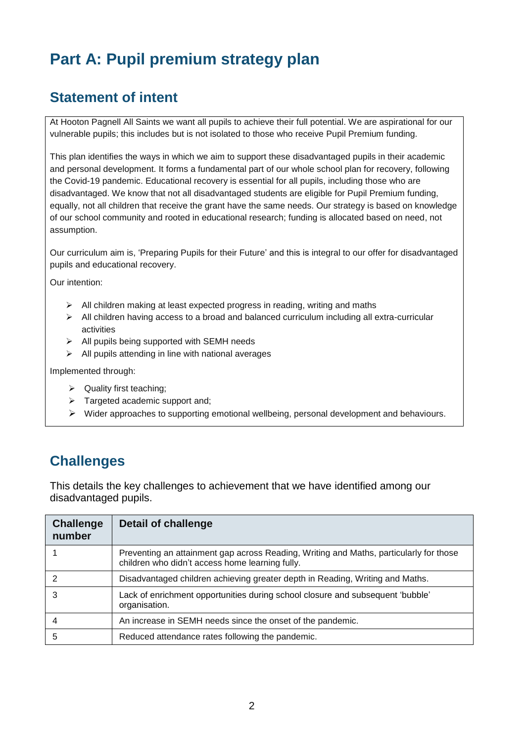# Part A: Pupil premium strategy plan

## Statement of intent

At Hooton Pagnell All Saints we want all pupils to achieve their full potential. We are aspirational for our vulnerable pupils; this includes but is not isolated to those who receive Pupil Premium funding.

This plan identifies the ways in which we aim to support these disadvantaged pupils in their academic and personal development. It forms a fundamental part of our whole school plan for recovery, following the Covid-19 pandemic. Educational recovery is essential for all pupils, including those who are disadvantaged. We know that not all disadvantaged students are eligible for Pupil Premium funding, equally, not all children that receive the grant have the same needs. Our strategy is based on knowledge of our school community and rooted in educational research; funding is allocated based on need, not assumption.

Our curriculum aim is, 'Preparing Pupils for their Future' and this is integral to our offer for disadvantaged pupils and educational recovery.

Our intention:

- All children making at least expected progress in reading, writing and maths
- All children having access to a broad and balanced curriculum including all extra-curricular activities
- All pupils being supported with SEMH needs
- All pupils attending in line with national averages

Implemented through:

- Quality first teaching;
- Targeted academic support and;
- Wider approaches to supporting emotional wellbeing, personal development and behaviours.

## Challenges

This details the key challenges to achievement that we have identified among our disadvantaged pupils.

| Challenge number | Detail of challenge |
|---|---|
| 1 | Preventing an attainment gap across Reading, Writing and Maths, particularly for those children who didn't access home learning fully. |
| 2 | Disadvantaged children achieving greater depth in Reading, Writing and Maths. |
| 3 | Lack of enrichment opportunities during school closure and subsequent 'bubble' organisation. |
| 4 | An increase in SEMH needs since the onset of the pandemic. |
| 5 | Reduced attendance rates following the pandemic. |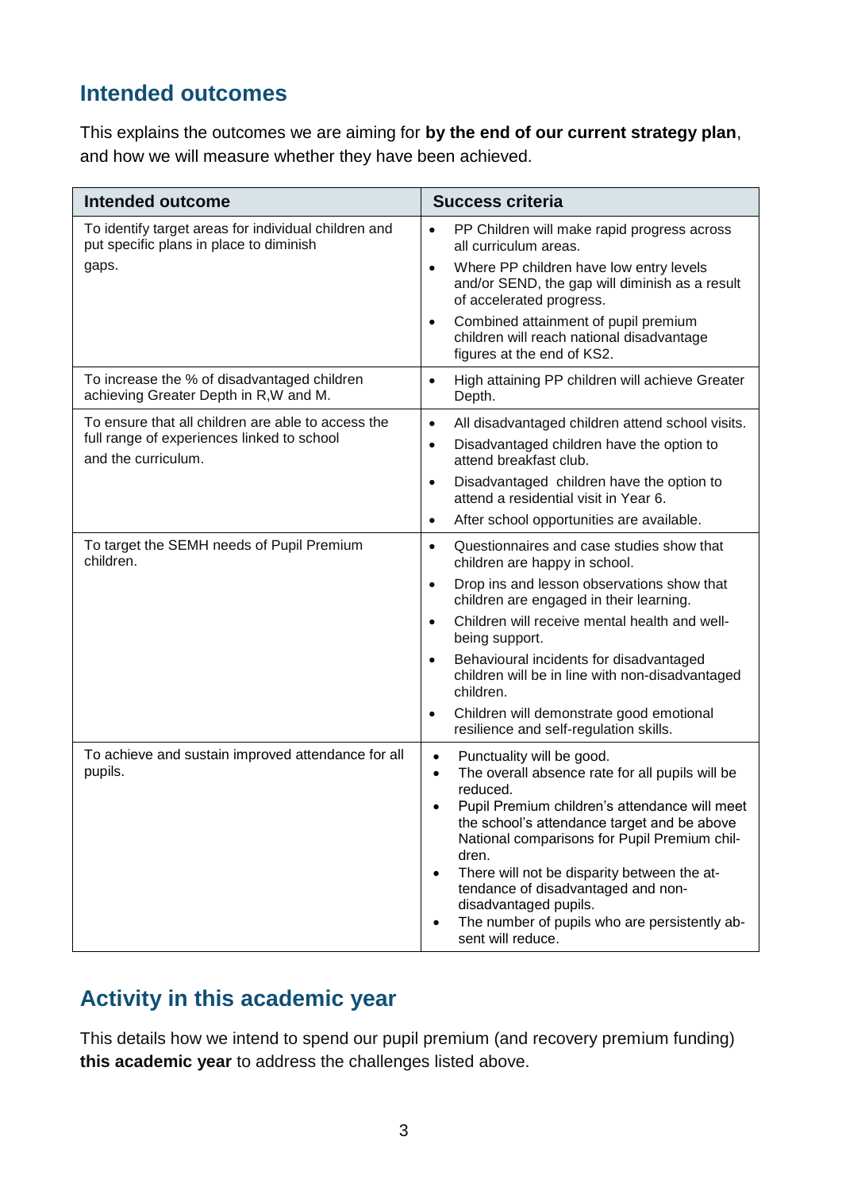## Intended outcomes

This explains the outcomes we are aiming for **by the end of our current strategy plan**, and how we will measure whether they have been achieved.

| Intended outcome | Success criteria |
|---|---|
| To identify target areas for individual children and put specific plans in place to diminish gaps. | • PP Children will make rapid progress across all curriculum areas.<br>• Where PP children have low entry levels and/or SEND, the gap will diminish as a result of accelerated progress.<br>• Combined attainment of pupil premium children will reach national disadvantage figures at the end of KS2. |
| To increase the % of disadvantaged children achieving Greater Depth in R,W and M. | • High attaining PP children will achieve Greater Depth. |
| To ensure that all children are able to access the full range of experiences linked to school and the curriculum. | • All disadvantaged children attend school visits.<br>• Disadvantaged children have the option to attend breakfast club.<br>• Disadvantaged children have the option to attend a residential visit in Year 6.<br>• After school opportunities are available. |
| To target the SEMH needs of Pupil Premium children. | • Questionnaires and case studies show that children are happy in school.<br>• Drop ins and lesson observations show that children are engaged in their learning.<br>• Children will receive mental health and well-being support.<br>• Behavioural incidents for disadvantaged children will be in line with non-disadvantaged children.<br>• Children will demonstrate good emotional resilience and self-regulation skills. |
| To achieve and sustain improved attendance for all pupils. | • Punctuality will be good.<br>• The overall absence rate for all pupils will be reduced.<br>• Pupil Premium children's attendance will meet the school's attendance target and be above National comparisons for Pupil Premium children.<br>• There will not be disparity between the attendance of disadvantaged and non-disadvantaged pupils.<br>• The number of pupils who are persistently absent will reduce. |

## Activity in this academic year

This details how we intend to spend our pupil premium (and recovery premium funding) **this academic year** to address the challenges listed above.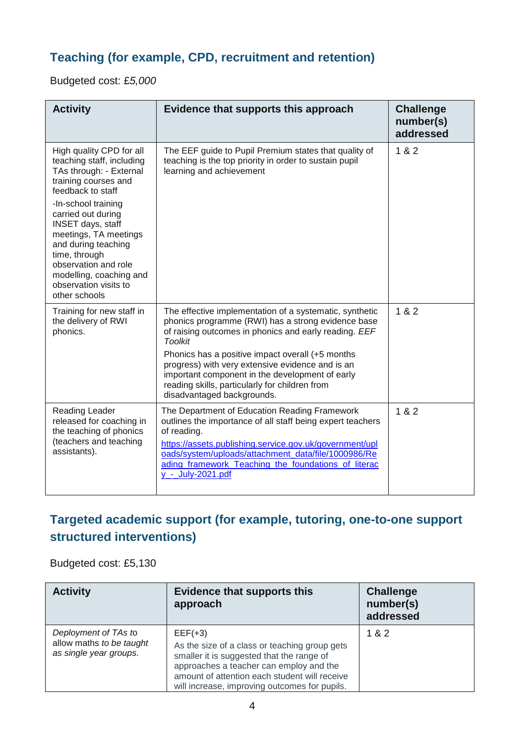## Teaching (for example, CPD, recruitment and retention)

Budgeted cost: *£5,000*

| Activity | Evidence that supports this approach | Challenge number(s) addressed |
|---|---|---|
| High quality CPD for all teaching staff, including TAs through: - External training courses and feedback to staff<br><br>-In-school training carried out during INSET days, staff meetings, TA meetings and during teaching time, through observation and role modelling, coaching and observation visits to other schools | The EEF guide to Pupil Premium states that quality of teaching is the top priority in order to sustain pupil learning and achievement | 1 & 2 |
| Training for new staff in the delivery of RWI phonics. | The effective implementation of a systematic, synthetic phonics programme (RWI) has a strong evidence base of raising outcomes in phonics and early reading. *EEF Toolkit*<br><br>Phonics has a positive impact overall (+5 months progress) with very extensive evidence and is an important component in the development of early reading skills, particularly for children from disadvantaged backgrounds. | 1 & 2 |
| Reading Leader released for coaching in the teaching of phonics (teachers and teaching assistants). | The Department of Education Reading Framework outlines the importance of all staff being expert teachers of reading.<br><br>[https://assets.publishing.service.gov.uk/government/uploads/system/uploads/attachment_data/file/1000986/Reading_framework_Teaching_the_foundations_of_literacy_-_July-2021.pdf](https://assets.publishing.service.gov.uk/government/uploads/system/uploads/attachment_data/file/1000986/Reading_framework_Teaching_the_foundations_of_literacy_-_July-2021.pdf) | 1 & 2 |

## Targeted academic support (for example, tutoring, one-to-one support structured interventions)

Budgeted cost: £5,130

| Activity | Evidence that supports this approach | Challenge number(s) addressed |
|---|---|---|
| *Deployment of TAs to allow maths to be taught as single year groups.* | EEF(+3)<br><br>As the size of a class or teaching group gets smaller it is suggested that the range of approaches a teacher can employ and the amount of attention each student will receive will increase, improving outcomes for pupils. | 1 & 2 |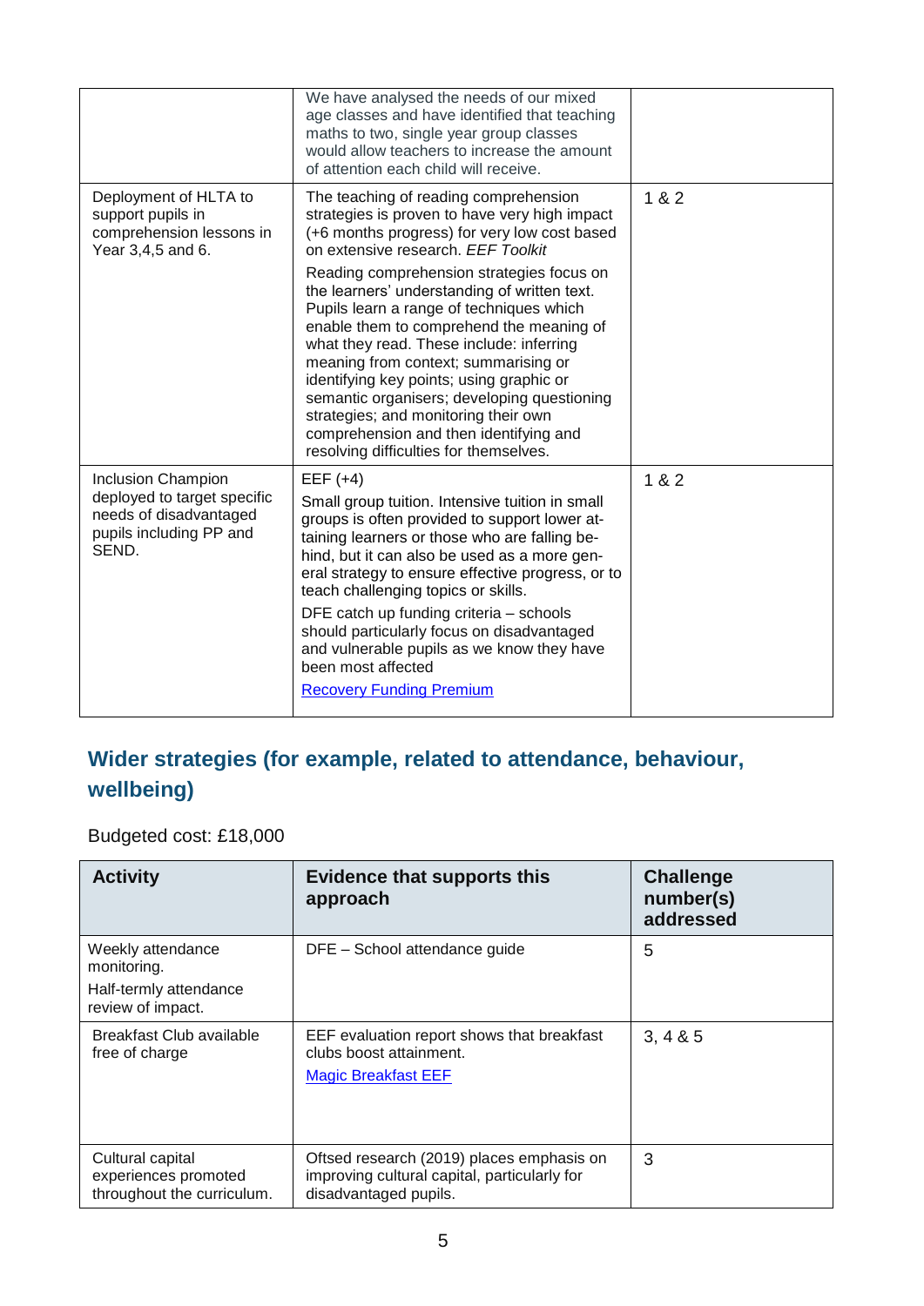| | | |
|---|---|---|
| | We have analysed the needs of our mixed age classes and have identified that teaching maths to two, single year group classes would allow teachers to increase the amount of attention each child will receive. | |
| Deployment of HLTA to support pupils in comprehension lessons in Year 3,4,5 and 6. | The teaching of reading comprehension strategies is proven to have very high impact (+6 months progress) for very low cost based on extensive research. *EEF Toolkit*<br><br>Reading comprehension strategies focus on the learners' understanding of written text. Pupils learn a range of techniques which enable them to comprehend the meaning of what they read. These include: inferring meaning from context; summarising or identifying key points; using graphic or semantic organisers; developing questioning strategies; and monitoring their own comprehension and then identifying and resolving difficulties for themselves. | 1 & 2 |
| Inclusion Champion deployed to target specific needs of disadvantaged pupils including PP and SEND. | EEF (+4)<br><br>Small group tuition. Intensive tuition in small groups is often provided to support lower attaining learners or those who are falling behind, but it can also be used as a more general strategy to ensure effective progress, or to teach challenging topics or skills.<br><br>DFE catch up funding criteria – schools should particularly focus on disadvantaged and vulnerable pupils as we know they have been most affected<br><br>Recovery Funding Premium | 1 & 2 |

## Wider strategies (for example, related to attendance, behaviour, wellbeing)

Budgeted cost: £18,000

| Activity | Evidence that supports this approach | Challenge number(s) addressed |
|---|---|---|
| Weekly attendance monitoring.<br><br>Half-termly attendance review of impact. | DFE – School attendance guide | 5 |
| Breakfast Club available free of charge | EEF evaluation report shows that breakfast clubs boost attainment.<br><br>Magic Breakfast EEF | 3, 4 & 5 |
| Cultural capital experiences promoted throughout the curriculum. | Ofsted research (2019) places emphasis on improving cultural capital, particularly for disadvantaged pupils. | 3 |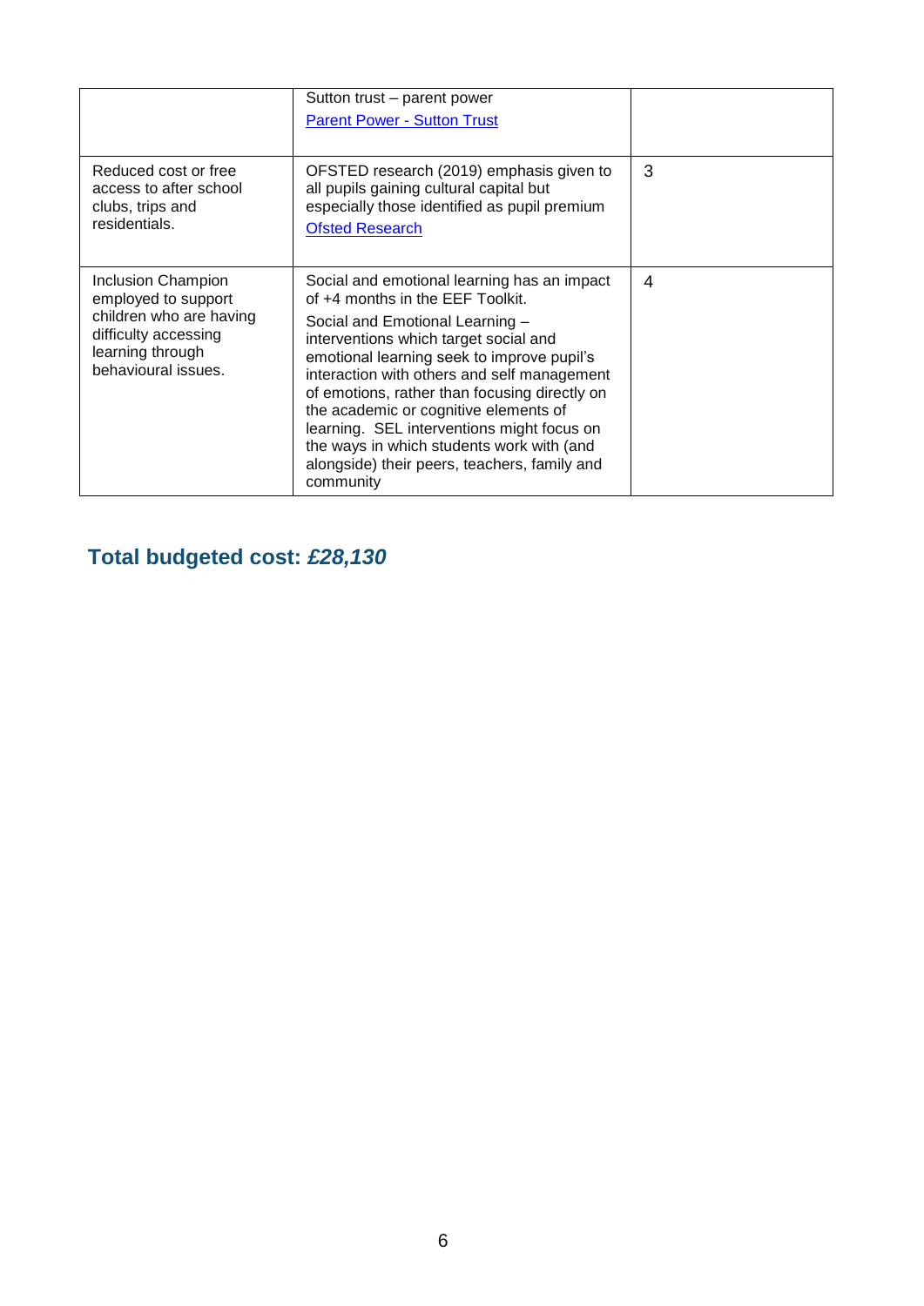| | | |
|---|---|---|
| | Sutton trust – parent power<br>[Parent Power - Sutton Trust]() | |
| Reduced cost or free access to after school clubs, trips and residentials. | OFSTED research (2019) emphasis given to all pupils gaining cultural capital but especially those identified as pupil premium<br>[Ofsted Research]() | 3 |
| Inclusion Champion employed to support children who are having difficulty accessing learning through behavioural issues. | Social and emotional learning has an impact of +4 months in the EEF Toolkit.<br>Social and Emotional Learning – interventions which target social and emotional learning seek to improve pupil's interaction with others and self management of emotions, rather than focusing directly on the academic or cognitive elements of learning. SEL interventions might focus on the ways in which students work with (and alongside) their peers, teachers, family and community | 4 |

## Total budgeted cost: *£28,130*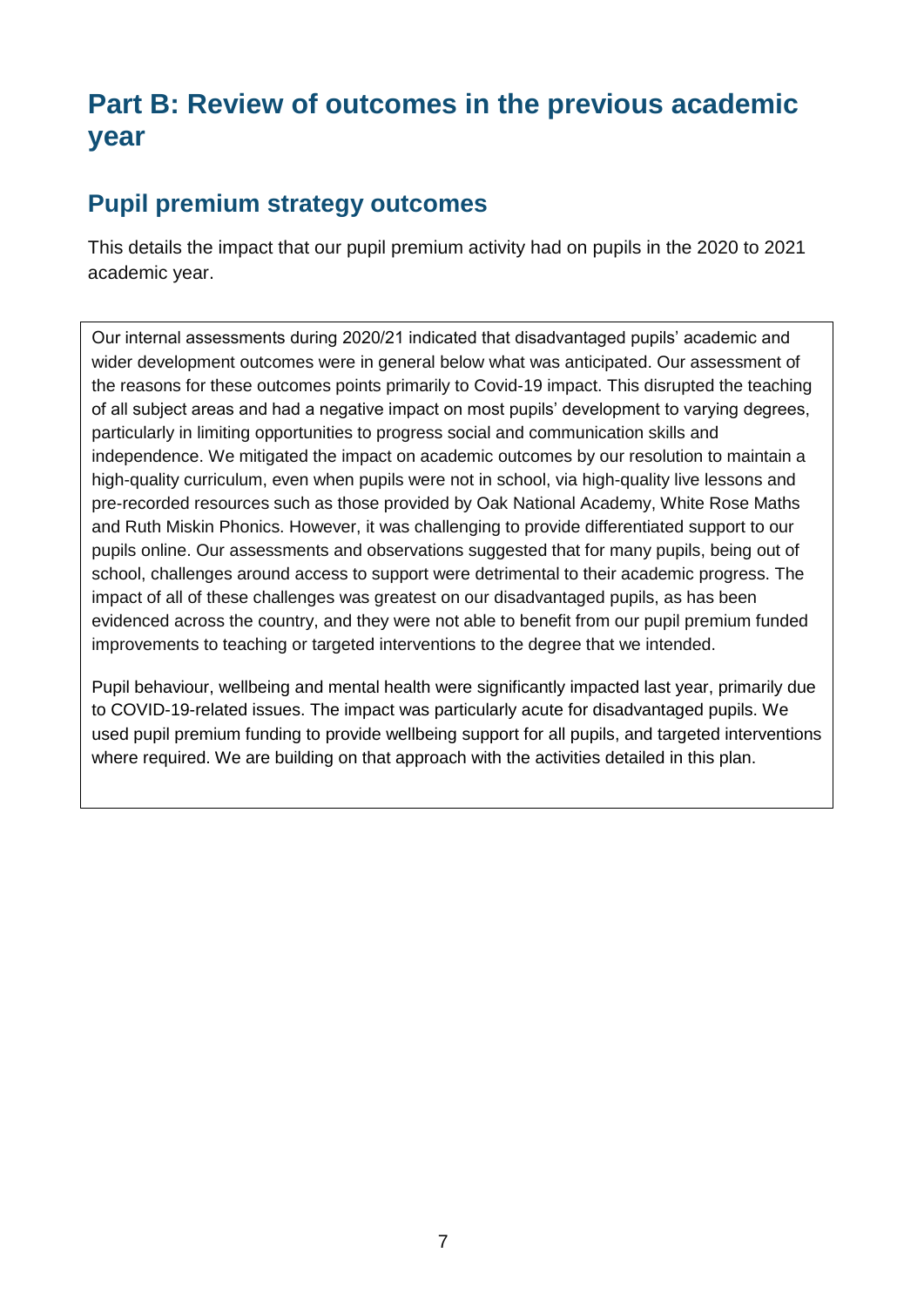# Part B: Review of outcomes in the previous academic year

## Pupil premium strategy outcomes

This details the impact that our pupil premium activity had on pupils in the 2020 to 2021 academic year.

Our internal assessments during 2020/21 indicated that disadvantaged pupils' academic and wider development outcomes were in general below what was anticipated. Our assessment of the reasons for these outcomes points primarily to Covid-19 impact. This disrupted the teaching of all subject areas and had a negative impact on most pupils' development to varying degrees, particularly in limiting opportunities to progress social and communication skills and independence. We mitigated the impact on academic outcomes by our resolution to maintain a high-quality curriculum, even when pupils were not in school, via high-quality live lessons and pre-recorded resources such as those provided by Oak National Academy, White Rose Maths and Ruth Miskin Phonics. However, it was challenging to provide differentiated support to our pupils online. Our assessments and observations suggested that for many pupils, being out of school, challenges around access to support were detrimental to their academic progress. The impact of all of these challenges was greatest on our disadvantaged pupils, as has been evidenced across the country, and they were not able to benefit from our pupil premium funded improvements to teaching or targeted interventions to the degree that we intended.

Pupil behaviour, wellbeing and mental health were significantly impacted last year, primarily due to COVID-19-related issues. The impact was particularly acute for disadvantaged pupils. We used pupil premium funding to provide wellbeing support for all pupils, and targeted interventions where required. We are building on that approach with the activities detailed in this plan.